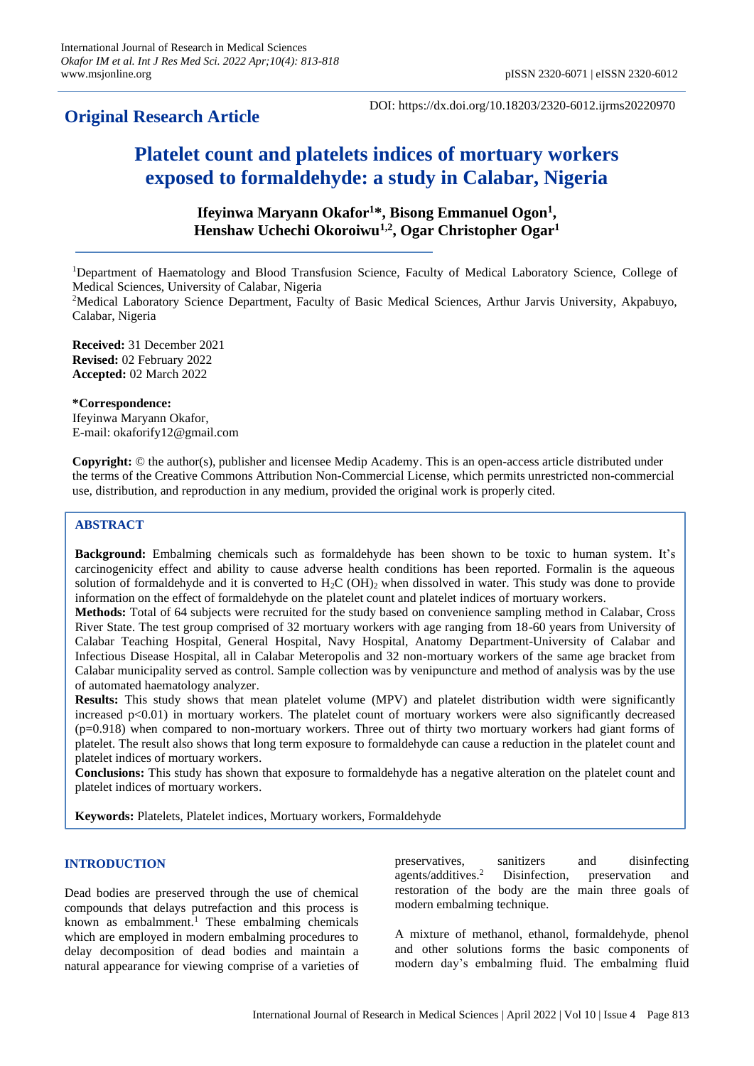## Original Research Article

DOI: https://dx.doi.org/10.18203/2320-6012.ijrms20220970

# Platelet count and platelets indices of mortuary workers exposed to formaldehyde: a study in Calabar, Nigeria

**Ifeyinwa Maryann Okafor[1]*, Bisong Emmanuel Ogon[1], Henshaw Uchechi Okoroiwu[1,2], Ogar Christopher Ogar[1]**

[1]Department of Haematology and Blood Transfusion Science, Faculty of Medical Laboratory Science, College of Medical Sciences, University of Calabar, Nigeria

[2]Medical Laboratory Science Department, Faculty of Basic Medical Sciences, Arthur Jarvis University, Akpabuyo, Calabar, Nigeria

**Received:** 31 December 2021
**Revised:** 02 February 2022
**Accepted:** 02 March 2022

**\*Correspondence:**
Ifeyinwa Maryann Okafor,
E-mail: okaforify12@gmail.com

**Copyright:** © the author(s), publisher and licensee Medip Academy. This is an open-access article distributed under the terms of the Creative Commons Attribution Non-Commercial License, which permits unrestricted non-commercial use, distribution, and reproduction in any medium, provided the original work is properly cited.

## ABSTRACT

**Background:** Embalming chemicals such as formaldehyde has been shown to be toxic to human system. It's carcinogenicity effect and ability to cause adverse health conditions has been reported. Formalin is the aqueous solution of formaldehyde and it is converted to $H_2C\ (OH)_2$ when dissolved in water. This study was done to provide information on the effect of formaldehyde on the platelet count and platelet indices of mortuary workers.

**Methods:** Total of 64 subjects were recruited for the study based on convenience sampling method in Calabar, Cross River State. The test group comprised of 32 mortuary workers with age ranging from 18-60 years from University of Calabar Teaching Hospital, General Hospital, Navy Hospital, Anatomy Department-University of Calabar and Infectious Disease Hospital, all in Calabar Meteropolis and 32 non-mortuary workers of the same age bracket from Calabar municipality served as control. Sample collection was by venipuncture and method of analysis was by the use of automated haematology analyzer.

**Results:** This study shows that mean platelet volume (MPV) and platelet distribution width were significantly increased $p<0.01$) in mortuary workers. The platelet count of mortuary workers were also significantly decreased ($p=0.918$) when compared to non-mortuary workers. Three out of thirty two mortuary workers had giant forms of platelet. The result also shows that long term exposure to formaldehyde can cause a reduction in the platelet count and platelet indices of mortuary workers.

**Conclusions:** This study has shown that exposure to formaldehyde has a negative alteration on the platelet count and platelet indices of mortuary workers.

**Keywords:** Platelets, Platelet indices, Mortuary workers, Formaldehyde

## INTRODUCTION

Dead bodies are preserved through the use of chemical compounds that delays putrefaction and this process is known as embalmment.[1] These embalming chemicals which are employed in modern embalming procedures to delay decomposition of dead bodies and maintain a natural appearance for viewing comprise of a varieties of preservatives, sanitizers and disinfecting agents/additives.[2] Disinfection, preservation and restoration of the body are the main three goals of modern embalming technique.

A mixture of methanol, ethanol, formaldehyde, phenol and other solutions forms the basic components of modern day's embalming fluid. The embalming fluid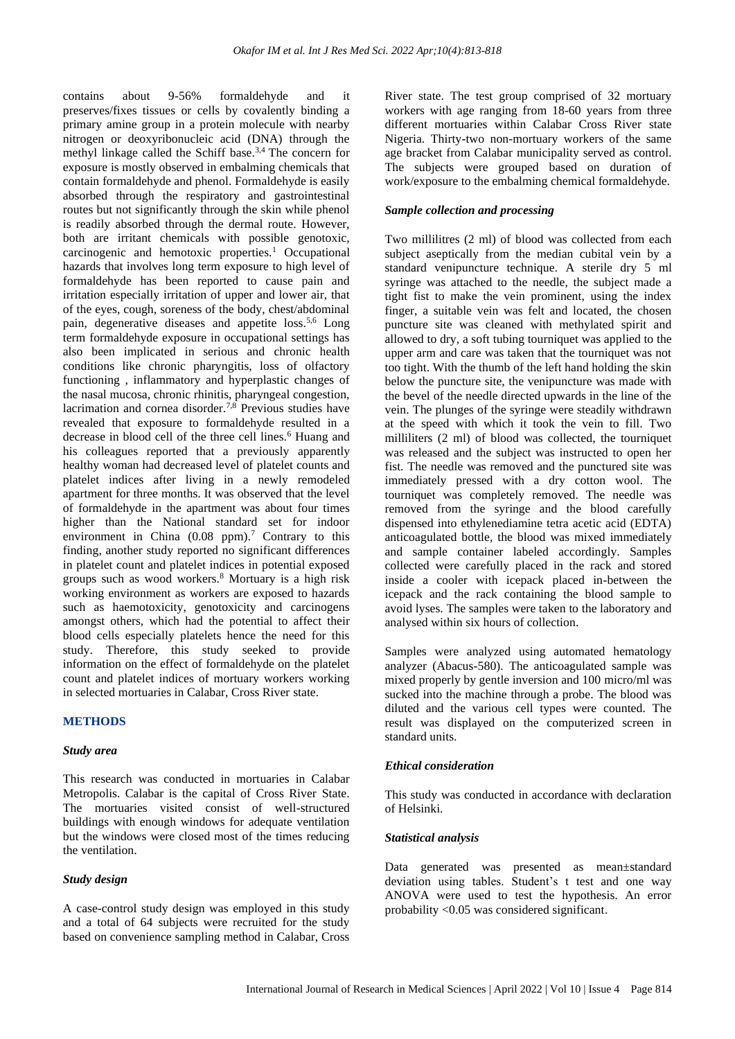contains about 9-56% formaldehyde and it preserves/fixes tissues or cells by covalently binding a primary amine group in a protein molecule with nearby nitrogen or deoxyribonucleic acid (DNA) through the methyl linkage called the Schiff base.[3,4] The concern for exposure is mostly observed in embalming chemicals that contain formaldehyde and phenol. Formaldehyde is easily absorbed through the respiratory and gastrointestinal routes but not significantly through the skin while phenol is readily absorbed through the dermal route. However, both are irritant chemicals with possible genotoxic, carcinogenic and hemotoxic properties.[1] Occupational hazards that involves long term exposure to high level of formaldehyde has been reported to cause pain and irritation especially irritation of upper and lower air, that of the eyes, cough, soreness of the body, chest/abdominal pain, degenerative diseases and appetite loss.[5,6] Long term formaldehyde exposure in occupational settings has also been implicated in serious and chronic health conditions like chronic pharyngitis, loss of olfactory functioning , inflammatory and hyperplastic changes of the nasal mucosa, chronic rhinitis, pharyngeal congestion, lacrimation and cornea disorder.[7,8] Previous studies have revealed that exposure to formaldehyde resulted in a decrease in blood cell of the three cell lines.[6] Huang and his colleagues reported that a previously apparently healthy woman had decreased level of platelet counts and platelet indices after living in a newly remodeled apartment for three months. It was observed that the level of formaldehyde in the apartment was about four times higher than the National standard set for indoor environment in China (0.08 ppm).[7] Contrary to this finding, another study reported no significant differences in platelet count and platelet indices in potential exposed groups such as wood workers.[8] Mortuary is a high risk working environment as workers are exposed to hazards such as haemotoxicity, genotoxicity and carcinogens amongst others, which had the potential to affect their blood cells especially platelets hence the need for this study. Therefore, this study seeked to provide information on the effect of formaldehyde on the platelet count and platelet indices of mortuary workers working in selected mortuaries in Calabar, Cross River state.

## METHODS

### *Study area*

This research was conducted in mortuaries in Calabar Metropolis. Calabar is the capital of Cross River State. The mortuaries visited consist of well-structured buildings with enough windows for adequate ventilation but the windows were closed most of the times reducing the ventilation.

### *Study design*

A case-control study design was employed in this study and a total of 64 subjects were recruited for the study based on convenience sampling method in Calabar, Cross River state. The test group comprised of 32 mortuary workers with age ranging from 18-60 years from three different mortuaries within Calabar Cross River state Nigeria. Thirty-two non-mortuary workers of the same age bracket from Calabar municipality served as control. The subjects were grouped based on duration of work/exposure to the embalming chemical formaldehyde.

### *Sample collection and processing*

Two millilitres (2 ml) of blood was collected from each subject aseptically from the median cubital vein by a standard venipuncture technique. A sterile dry 5 ml syringe was attached to the needle, the subject made a tight fist to make the vein prominent, using the index finger, a suitable vein was felt and located, the chosen puncture site was cleaned with methylated spirit and allowed to dry, a soft tubing tourniquet was applied to the upper arm and care was taken that the tourniquet was not too tight. With the thumb of the left hand holding the skin below the puncture site, the venipuncture was made with the bevel of the needle directed upwards in the line of the vein. The plunges of the syringe were steadily withdrawn at the speed with which it took the vein to fill. Two milliliters (2 ml) of blood was collected, the tourniquet was released and the subject was instructed to open her fist. The needle was removed and the punctured site was immediately pressed with a dry cotton wool. The tourniquet was completely removed. The needle was removed from the syringe and the blood carefully dispensed into ethylenediamine tetra acetic acid (EDTA) anticoagulated bottle, the blood was mixed immediately and sample container labeled accordingly. Samples collected were carefully placed in the rack and stored inside a cooler with icepack placed in-between the icepack and the rack containing the blood sample to avoid lyses. The samples were taken to the laboratory and analysed within six hours of collection.

Samples were analyzed using automated hematology analyzer (Abacus-580). The anticoagulated sample was mixed properly by gentle inversion and 100 micro/ml was sucked into the machine through a probe. The blood was diluted and the various cell types were counted. The result was displayed on the computerized screen in standard units.

### *Ethical consideration*

This study was conducted in accordance with declaration of Helsinki.

### *Statistical analysis*

Data generated was presented as mean±standard deviation using tables. Student's t test and one way ANOVA were used to test the hypothesis. An error probability <0.05 was considered significant.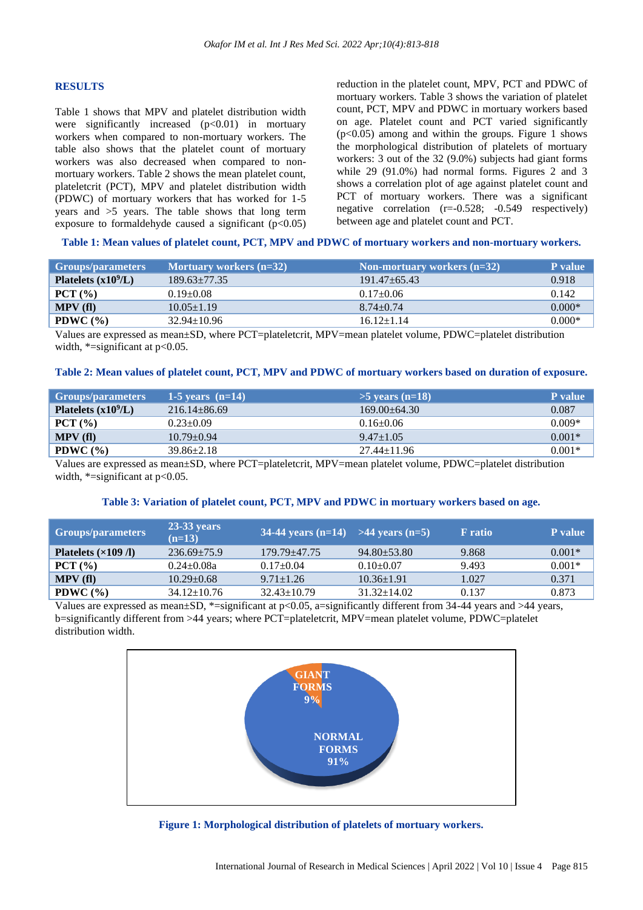## RESULTS

Table 1 shows that MPV and platelet distribution width were significantly increased ($p<0.01$) in mortuary workers when compared to non-mortuary workers. The table also shows that the platelet count of mortuary workers was also decreased when compared to non-mortuary workers. Table 2 shows the mean platelet count, plateletcrit (PCT), MPV and platelet distribution width (PDWC) of mortuary workers that has worked for 1-5 years and >5 years. The table shows that long term exposure to formaldehyde caused a significant ($p<0.05$) reduction in the platelet count, MPV, PCT and PDWC of mortuary workers. Table 3 shows the variation of platelet count, PCT, MPV and PDWC in mortuary workers based on age. Platelet count and PCT varied significantly ($p<0.05$) among and within the groups. Figure 1 shows the morphological distribution of platelets of mortuary workers: 3 out of the 32 (9.0%) subjects had giant forms while 29 (91.0%) had normal forms. Figures 2 and 3 shows a correlation plot of age against platelet count and PCT of mortuary workers. There was a significant negative correlation ($r=-0.528$; $-0.549$ respectively) between age and platelet count and PCT.

**Table 1: Mean values of platelet count, PCT, MPV and PDWC of mortuary workers and non-mortuary workers.**

| Groups/parameters | Mortuary workers (n=32) | Non-mortuary workers (n=32) | P value |
|---|---|---|---|
| Platelets ($x10^9$/L) | 189.63±77.35 | 191.47±65.43 | 0.918 |
| PCT (%) | 0.19±0.08 | 0.17±0.06 | 0.142 |
| MPV (fl) | 10.05±1.19 | 8.74±0.74 | 0.000* |
| PDWC (%) | 32.94±10.96 | 16.12±1.14 | 0.000* |

Values are expressed as mean±SD, where PCT=plateletcrit, MPV=mean platelet volume, PDWC=platelet distribution width, *=significant at $p<0.05$.

**Table 2: Mean values of platelet count, PCT, MPV and PDWC of mortuary workers based on duration of exposure.**

| Groups/parameters | 1-5 years (n=14) | >5 years (n=18) | P value |
|---|---|---|---|
| Platelets ($x10^9$/L) | 216.14±86.69 | 169.00±64.30 | 0.087 |
| PCT (%) | 0.23±0.09 | 0.16±0.06 | 0.009* |
| MPV (fl) | 10.79±0.94 | 9.47±1.05 | 0.001* |
| PDWC (%) | 39.86±2.18 | 27.44±11.96 | 0.001* |

Values are expressed as mean±SD, where PCT=plateletcrit, MPV=mean platelet volume, PDWC=platelet distribution width, *=significant at $p<0.05$.

**Table 3: Variation of platelet count, PCT, MPV and PDWC in mortuary workers based on age.**

| Groups/parameters | 23-33 years (n=13) | 34-44 years (n=14) | >44 years (n=5) | F ratio | P value |
|---|---|---|---|---|---|
| Platelets (×109 /l) | 236.69±75.9 | 179.79±47.75 | 94.80±53.80 | 9.868 | 0.001* |
| PCT (%) | 0.24±0.08a | 0.17±0.04 | 0.10±0.07 | 9.493 | 0.001* |
| MPV (fl) | 10.29±0.68 | 9.71±1.26 | 10.36±1.91 | 1.027 | 0.371 |
| PDWC (%) | 34.12±10.76 | 32.43±10.79 | 31.32±14.02 | 0.137 | 0.873 |

Values are expressed as mean±SD, *=significant at $p<0.05$, a=significantly different from 34-44 years and >44 years, b=significantly different from >44 years; where PCT=plateletcrit, MPV=mean platelet volume, PDWC=platelet distribution width.

GIANT FORMS 9%

NORMAL FORMS 91%

**Figure 1: Morphological distribution of platelets of mortuary workers.**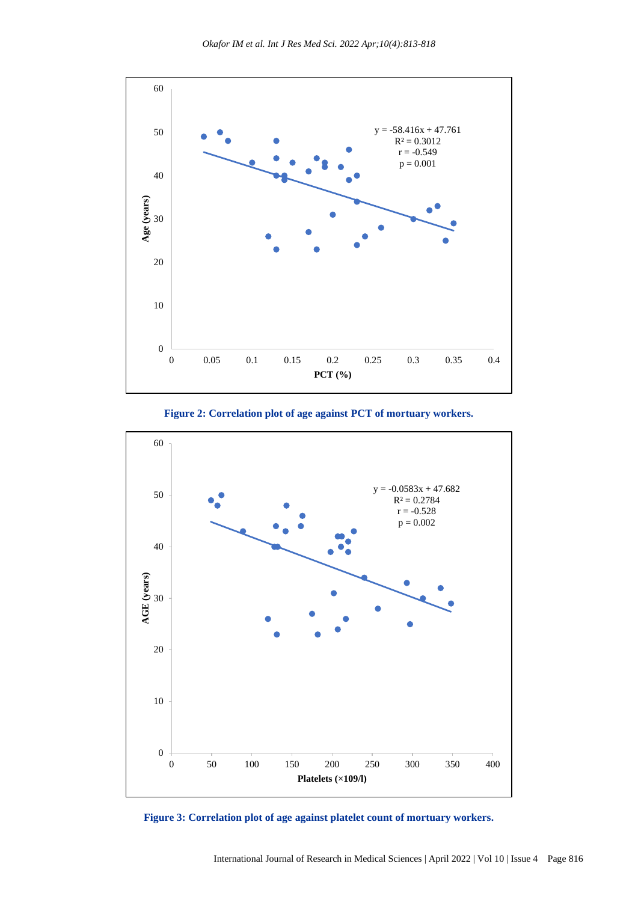**Figure 2: Correlation plot of age against PCT of mortuary workers.**

**Figure 3: Correlation plot of age against platelet count of mortuary workers.**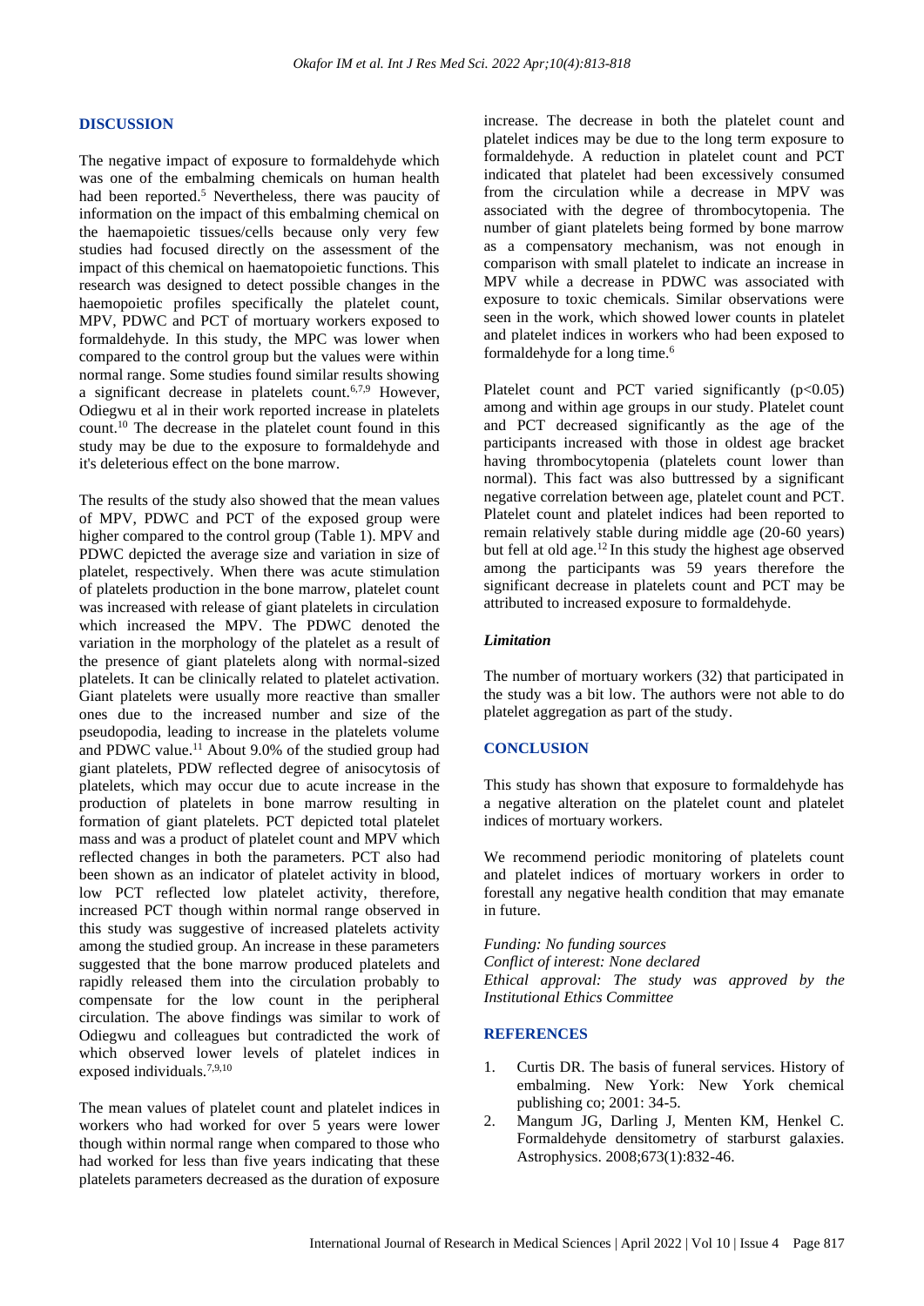## DISCUSSION

The negative impact of exposure to formaldehyde which was one of the embalming chemicals on human health had been reported.[5] Nevertheless, there was paucity of information on the impact of this embalming chemical on the haemapoietic tissues/cells because only very few studies had focused directly on the assessment of the impact of this chemical on haematopoietic functions. This research was designed to detect possible changes in the haemopoietic profiles specifically the platelet count, MPV, PDWC and PCT of mortuary workers exposed to formaldehyde. In this study, the MPC was lower when compared to the control group but the values were within normal range. Some studies found similar results showing a significant decrease in platelets count.[6,7,9] However, Odiegwu et al in their work reported increase in platelets count.[10] The decrease in the platelet count found in this study may be due to the exposure to formaldehyde and it's deleterious effect on the bone marrow.

The results of the study also showed that the mean values of MPV, PDWC and PCT of the exposed group were higher compared to the control group (Table 1). MPV and PDWC depicted the average size and variation in size of platelet, respectively. When there was acute stimulation of platelets production in the bone marrow, platelet count was increased with release of giant platelets in circulation which increased the MPV. The PDWC denoted the variation in the morphology of the platelet as a result of the presence of giant platelets along with normal-sized platelets. It can be clinically related to platelet activation. Giant platelets were usually more reactive than smaller ones due to the increased number and size of the pseudopodia, leading to increase in the platelets volume and PDWC value.[11] About 9.0% of the studied group had giant platelets, PDW reflected degree of anisocytosis of platelets, which may occur due to acute increase in the production of platelets in bone marrow resulting in formation of giant platelets. PCT depicted total platelet mass and was a product of platelet count and MPV which reflected changes in both the parameters. PCT also had been shown as an indicator of platelet activity in blood, low PCT reflected low platelet activity, therefore, increased PCT though within normal range observed in this study was suggestive of increased platelets activity among the studied group. An increase in these parameters suggested that the bone marrow produced platelets and rapidly released them into the circulation probably to compensate for the low count in the peripheral circulation. The above findings was similar to work of Odiegwu and colleagues but contradicted the work of which observed lower levels of platelet indices in exposed individuals.[7,9,10]

The mean values of platelet count and platelet indices in workers who had worked for over 5 years were lower though within normal range when compared to those who had worked for less than five years indicating that these platelets parameters decreased as the duration of exposure increase. The decrease in both the platelet count and platelet indices may be due to the long term exposure to formaldehyde. A reduction in platelet count and PCT indicated that platelet had been excessively consumed from the circulation while a decrease in MPV was associated with the degree of thrombocytopenia. The number of giant platelets being formed by bone marrow as a compensatory mechanism, was not enough in comparison with small platelet to indicate an increase in MPV while a decrease in PDWC was associated with exposure to toxic chemicals. Similar observations were seen in the work, which showed lower counts in platelet and platelet indices in workers who had been exposed to formaldehyde for a long time.[6]

Platelet count and PCT varied significantly ($p<0.05$) among and within age groups in our study. Platelet count and PCT decreased significantly as the age of the participants increased with those in oldest age bracket having thrombocytopenia (platelets count lower than normal). This fact was also buttressed by a significant negative correlation between age, platelet count and PCT. Platelet count and platelet indices had been reported to remain relatively stable during middle age (20-60 years) but fell at old age.[12] In this study the highest age observed among the participants was 59 years therefore the significant decrease in platelets count and PCT may be attributed to increased exposure to formaldehyde.

### *Limitation*

The number of mortuary workers (32) that participated in the study was a bit low. The authors were not able to do platelet aggregation as part of the study.

## CONCLUSION

This study has shown that exposure to formaldehyde has a negative alteration on the platelet count and platelet indices of mortuary workers.

We recommend periodic monitoring of platelets count and platelet indices of mortuary workers in order to forestall any negative health condition that may emanate in future.

*Funding: No funding sources*
*Conflict of interest: None declared*
*Ethical approval: The study was approved by the Institutional Ethics Committee*

## REFERENCES

1. Curtis DR. The basis of funeral services. History of embalming. New York: New York chemical publishing co; 2001: 34-5.
2. Mangum JG, Darling J, Menten KM, Henkel C. Formaldehyde densitometry of starburst galaxies. Astrophysics. 2008;673(1):832-46.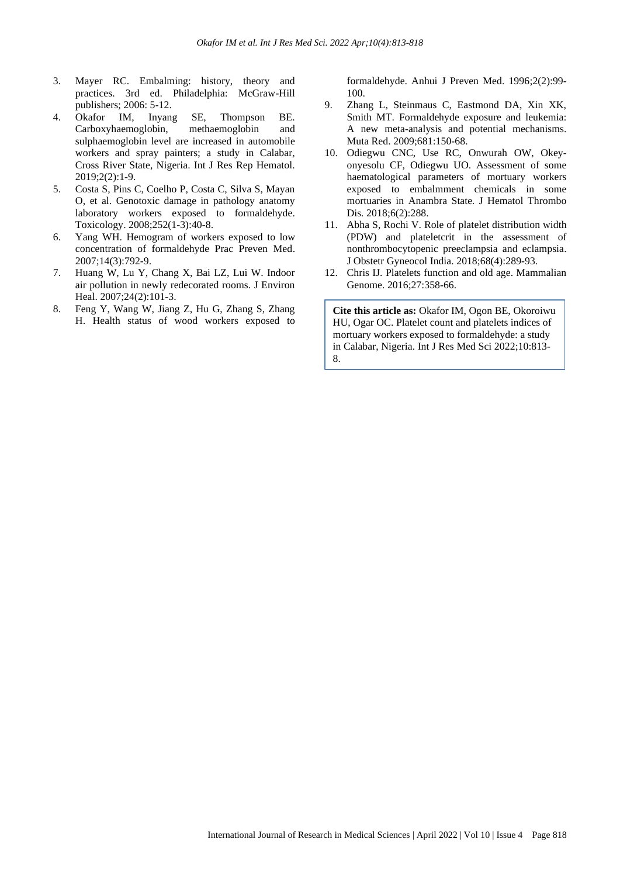3. Mayer RC. Embalming: history, theory and practices. 3rd ed. Philadelphia: McGraw-Hill publishers; 2006: 5-12.
4. Okafor IM, Inyang SE, Thompson BE. Carboxyhaemoglobin, methaemoglobin and sulphaemoglobin level are increased in automobile workers and spray painters; a study in Calabar, Cross River State, Nigeria. Int J Res Rep Hematol. 2019;2(2):1-9.
5. Costa S, Pins C, Coelho P, Costa C, Silva S, Mayan O, et al. Genotoxic damage in pathology anatomy laboratory workers exposed to formaldehyde. Toxicology. 2008;252(1-3):40-8.
6. Yang WH. Hemogram of workers exposed to low concentration of formaldehyde Prac Preven Med. 2007;14(3):792-9.
7. Huang W, Lu Y, Chang X, Bai LZ, Lui W. Indoor air pollution in newly redecorated rooms. J Environ Heal. 2007;24(2):101-3.
8. Feng Y, Wang W, Jiang Z, Hu G, Zhang S, Zhang H. Health status of wood workers exposed to formaldehyde. Anhui J Preven Med. 1996;2(2):99-100.
9. Zhang L, Steinmaus C, Eastmond DA, Xin XK, Smith MT. Formaldehyde exposure and leukemia: A new meta-analysis and potential mechanisms. Muta Red. 2009;681:150-68.
10. Odiegwu CNC, Use RC, Onwurah OW, Okey-onyesolu CF, Odiegwu UO. Assessment of some haematological parameters of mortuary workers exposed to embalmment chemicals in some mortuaries in Anambra State. J Hematol Thrombo Dis. 2018;6(2):288.
11. Abha S, Rochi V. Role of platelet distribution width (PDW) and plateletcrit in the assessment of nonthrombocytopenic preeclampsia and eclampsia. J Obstetr Gyneocol India. 2018;68(4):289-93.
12. Chris IJ. Platelets function and old age. Mammalian Genome. 2016;27:358-66.

**Cite this article as:** Okafor IM, Ogon BE, Okoroiwu HU, Ogar OC. Platelet count and platelets indices of mortuary workers exposed to formaldehyde: a study in Calabar, Nigeria. Int J Res Med Sci 2022;10:813-8.